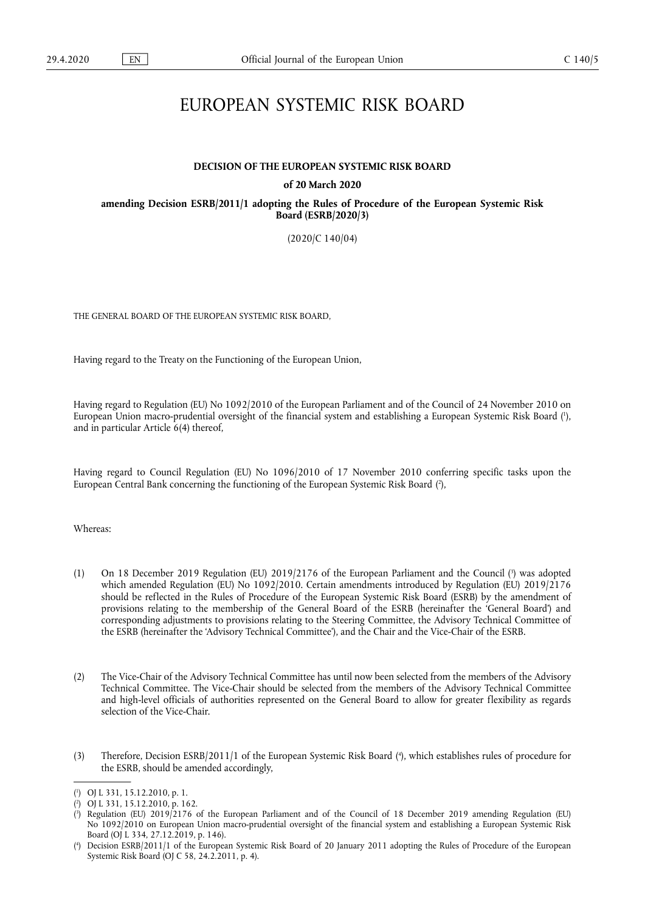# EUROPEAN SYSTEMIC RISK BOARD

**DECISION OF THE EUROPEAN SYSTEMIC RISK BOARD**

**of 20 March 2020**

**amending Decision ESRB/2011/1 adopting the Rules of Procedure of the European Systemic Risk Board (ESRB/2020/3)**

(2020/C 140/04)

THE GENERAL BOARD OF THE EUROPEAN SYSTEMIC RISK BOARD,

Having regard to the Treaty on the Functioning of the European Union,

Having regard to Regulation (EU) No 1092/2010 of the European Parliament and of the Council of 24 November 2010 on European Union macro-prudential oversight of the financial system and establishing a European Systemic Risk Board ([1]), and in particular Article 6(4) thereof,

Having regard to Council Regulation (EU) No 1096/2010 of 17 November 2010 conferring specific tasks upon the European Central Bank concerning the functioning of the European Systemic Risk Board ([2]),

Whereas:

(1) On 18 December 2019 Regulation (EU) 2019/2176 of the European Parliament and the Council ([3]) was adopted which amended Regulation (EU) No 1092/2010. Certain amendments introduced by Regulation (EU) 2019/2176 should be reflected in the Rules of Procedure of the European Systemic Risk Board (ESRB) by the amendment of provisions relating to the membership of the General Board of the ESRB (hereinafter the 'General Board') and corresponding adjustments to provisions relating to the Steering Committee, the Advisory Technical Committee of the ESRB (hereinafter the 'Advisory Technical Committee'), and the Chair and the Vice-Chair of the ESRB.

(2) The Vice-Chair of the Advisory Technical Committee has until now been selected from the members of the Advisory Technical Committee. The Vice-Chair should be selected from the members of the Advisory Technical Committee and high-level officials of authorities represented on the General Board to allow for greater flexibility as regards selection of the Vice-Chair.

(3) Therefore, Decision ESRB/2011/1 of the European Systemic Risk Board ([4]), which establishes rules of procedure for the ESRB, should be amended accordingly,

---

([1]) OJ L 331, 15.12.2010, p. 1.

([2]) OJ L 331, 15.12.2010, p. 162.

([3]) Regulation (EU) 2019/2176 of the European Parliament and of the Council of 18 December 2019 amending Regulation (EU) No 1092/2010 on European Union macro-prudential oversight of the financial system and establishing a European Systemic Risk Board (OJ L 334, 27.12.2019, p. 146).

([4]) Decision ESRB/2011/1 of the European Systemic Risk Board of 20 January 2011 adopting the Rules of Procedure of the European Systemic Risk Board (OJ C 58, 24.2.2011, p. 4).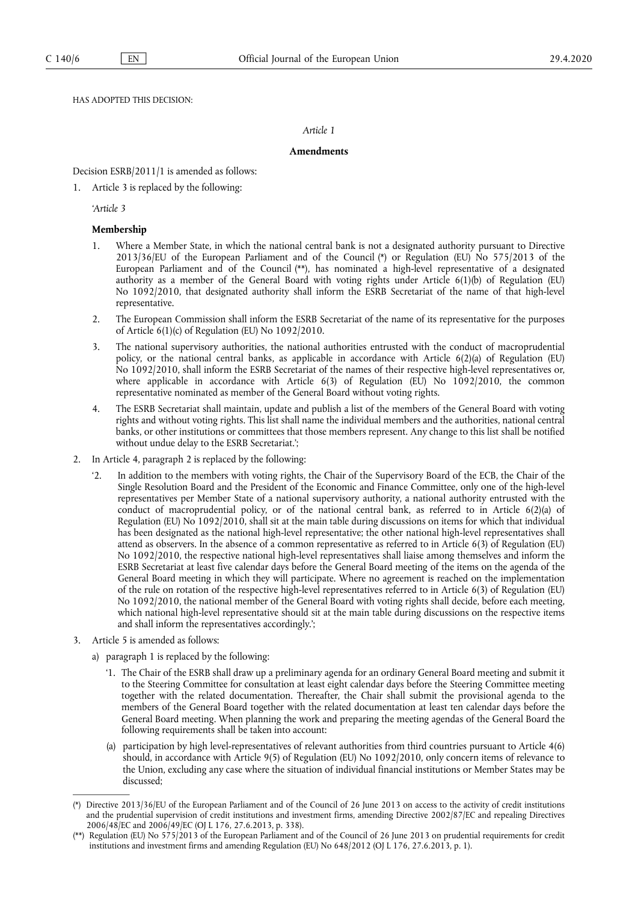HAS ADOPTED THIS DECISION:

*Article 1*

**Amendments**

Decision ESRB/2011/1 is amended as follows:

1. Article 3 is replaced by the following:

'*Article 3*

**Membership**

1. Where a Member State, in which the national central bank is not a designated authority pursuant to Directive 2013/36/EU of the European Parliament and of the Council (*) or Regulation (EU) No 575/2013 of the European Parliament and of the Council (**), has nominated a high-level representative of a designated authority as a member of the General Board with voting rights under Article 6(1)(b) of Regulation (EU) No 1092/2010, that designated authority shall inform the ESRB Secretariat of the name of that high-level representative.

2. The European Commission shall inform the ESRB Secretariat of the name of its representative for the purposes of Article 6(1)(c) of Regulation (EU) No 1092/2010.

3. The national supervisory authorities, the national authorities entrusted with the conduct of macroprudential policy, or the national central banks, as applicable in accordance with Article 6(2)(a) of Regulation (EU) No 1092/2010, shall inform the ESRB Secretariat of the names of their respective high-level representatives or, where applicable in accordance with Article 6(3) of Regulation (EU) No 1092/2010, the common representative nominated as member of the General Board without voting rights.

4. The ESRB Secretariat shall maintain, update and publish a list of the members of the General Board with voting rights and without voting rights. This list shall name the individual members and the authorities, national central banks, or other institutions or committees that those members represent. Any change to this list shall be notified without undue delay to the ESRB Secretariat.';

2. In Article 4, paragraph 2 is replaced by the following:

'2. In addition to the members with voting rights, the Chair of the Supervisory Board of the ECB, the Chair of the Single Resolution Board and the President of the Economic and Finance Committee, only one of the high-level representatives per Member State of a national supervisory authority, a national authority entrusted with the conduct of macroprudential policy, or of the national central bank, as referred to in Article 6(2)(a) of Regulation (EU) No 1092/2010, shall sit at the main table during discussions on items for which that individual has been designated as the national high-level representative; the other national high-level representatives shall attend as observers. In the absence of a common representative as referred to in Article 6(3) of Regulation (EU) No 1092/2010, the respective national high-level representatives shall liaise among themselves and inform the ESRB Secretariat at least five calendar days before the General Board meeting of the items on the agenda of the General Board meeting in which they will participate. Where no agreement is reached on the implementation of the rule on rotation of the respective high-level representatives referred to in Article 6(3) of Regulation (EU) No 1092/2010, the national member of the General Board with voting rights shall decide, before each meeting, which national high-level representative should sit at the main table during discussions on the respective items and shall inform the representatives accordingly.';

3. Article 5 is amended as follows:

a) paragraph 1 is replaced by the following:

'1. The Chair of the ESRB shall draw up a preliminary agenda for an ordinary General Board meeting and submit it to the Steering Committee for consultation at least eight calendar days before the Steering Committee meeting together with the related documentation. Thereafter, the Chair shall submit the provisional agenda to the members of the General Board together with the related documentation at least ten calendar days before the General Board meeting. When planning the work and preparing the meeting agendas of the General Board the following requirements shall be taken into account:

(a) participation by high level-representatives of relevant authorities from third countries pursuant to Article 4(6) should, in accordance with Article 9(5) of Regulation (EU) No 1092/2010, only concern items of relevance to the Union, excluding any case where the situation of individual financial institutions or Member States may be discussed;

---

(*) Directive 2013/36/EU of the European Parliament and of the Council of 26 June 2013 on access to the activity of credit institutions and the prudential supervision of credit institutions and investment firms, amending Directive 2002/87/EC and repealing Directives 2006/48/EC and 2006/49/EC (OJ L 176, 27.6.2013, p. 338).

(**) Regulation (EU) No 575/2013 of the European Parliament and of the Council of 26 June 2013 on prudential requirements for credit institutions and investment firms and amending Regulation (EU) No 648/2012 (OJ L 176, 27.6.2013, p. 1).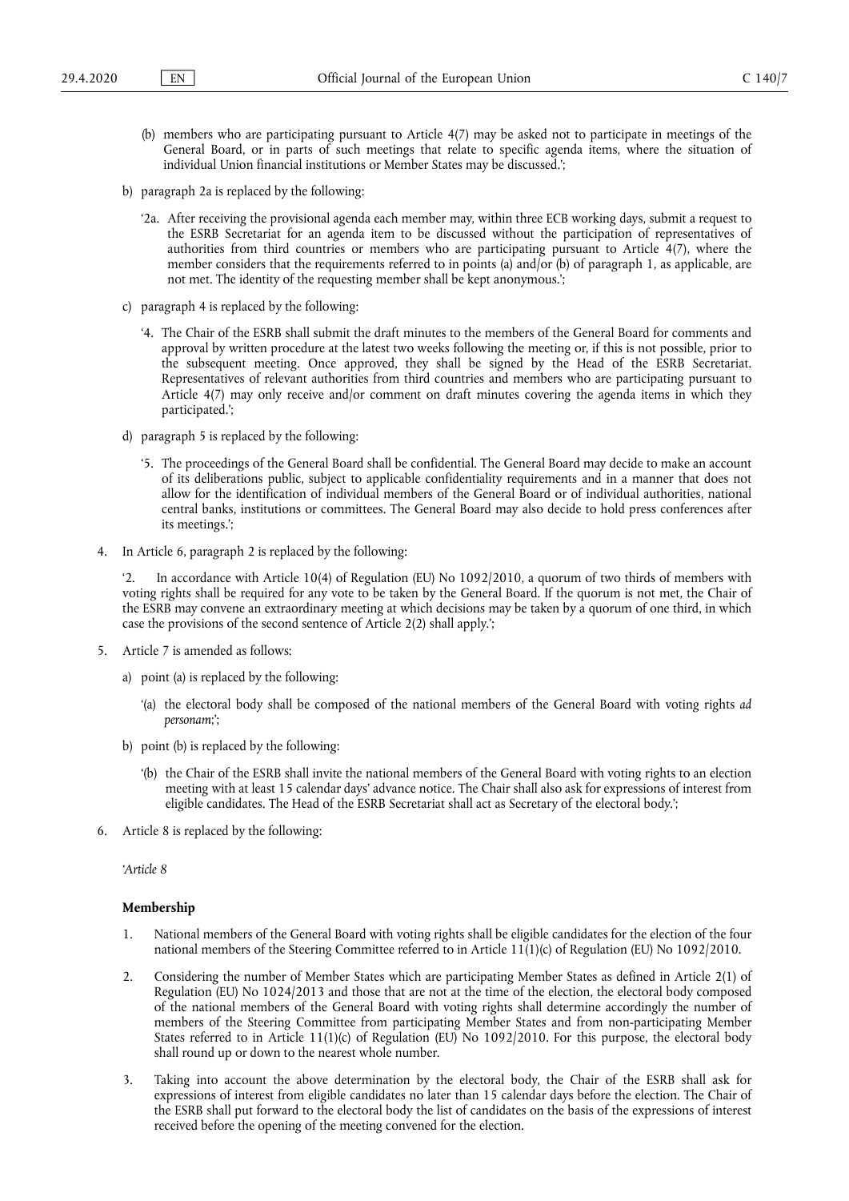(b) members who are participating pursuant to Article 4(7) may be asked not to participate in meetings of the General Board, or in parts of such meetings that relate to specific agenda items, where the situation of individual Union financial institutions or Member States may be discussed.';

b) paragraph 2a is replaced by the following:

'2a. After receiving the provisional agenda each member may, within three ECB working days, submit a request to the ESRB Secretariat for an agenda item to be discussed without the participation of representatives of authorities from third countries or members who are participating pursuant to Article 4(7), where the member considers that the requirements referred to in points (a) and/or (b) of paragraph 1, as applicable, are not met. The identity of the requesting member shall be kept anonymous.';

c) paragraph 4 is replaced by the following:

'4. The Chair of the ESRB shall submit the draft minutes to the members of the General Board for comments and approval by written procedure at the latest two weeks following the meeting or, if this is not possible, prior to the subsequent meeting. Once approved, they shall be signed by the Head of the ESRB Secretariat. Representatives of relevant authorities from third countries and members who are participating pursuant to Article 4(7) may only receive and/or comment on draft minutes covering the agenda items in which they participated.';

d) paragraph 5 is replaced by the following:

'5. The proceedings of the General Board shall be confidential. The General Board may decide to make an account of its deliberations public, subject to applicable confidentiality requirements and in a manner that does not allow for the identification of individual members of the General Board or of individual authorities, national central banks, institutions or committees. The General Board may also decide to hold press conferences after its meetings.';

4. In Article 6, paragraph 2 is replaced by the following:

'2. In accordance with Article 10(4) of Regulation (EU) No 1092/2010, a quorum of two thirds of members with voting rights shall be required for any vote to be taken by the General Board. If the quorum is not met, the Chair of the ESRB may convene an extraordinary meeting at which decisions may be taken by a quorum of one third, in which case the provisions of the second sentence of Article 2(2) shall apply.';

5. Article 7 is amended as follows:

a) point (a) is replaced by the following:

'(a) the electoral body shall be composed of the national members of the General Board with voting rights *ad personam*;';

b) point (b) is replaced by the following:

'(b) the Chair of the ESRB shall invite the national members of the General Board with voting rights to an election meeting with at least 15 calendar days' advance notice. The Chair shall also ask for expressions of interest from eligible candidates. The Head of the ESRB Secretariat shall act as Secretary of the electoral body.';

6. Article 8 is replaced by the following:

'*Article 8*

**Membership**

1. National members of the General Board with voting rights shall be eligible candidates for the election of the four national members of the Steering Committee referred to in Article 11(1)(c) of Regulation (EU) No 1092/2010.

2. Considering the number of Member States which are participating Member States as defined in Article 2(1) of Regulation (EU) No 1024/2013 and those that are not at the time of the election, the electoral body composed of the national members of the General Board with voting rights shall determine accordingly the number of members of the Steering Committee from participating Member States and from non-participating Member States referred to in Article 11(1)(c) of Regulation (EU) No 1092/2010. For this purpose, the electoral body shall round up or down to the nearest whole number.

3. Taking into account the above determination by the electoral body, the Chair of the ESRB shall ask for expressions of interest from eligible candidates no later than 15 calendar days before the election. The Chair of the ESRB shall put forward to the electoral body the list of candidates on the basis of the expressions of interest received before the opening of the meeting convened for the election.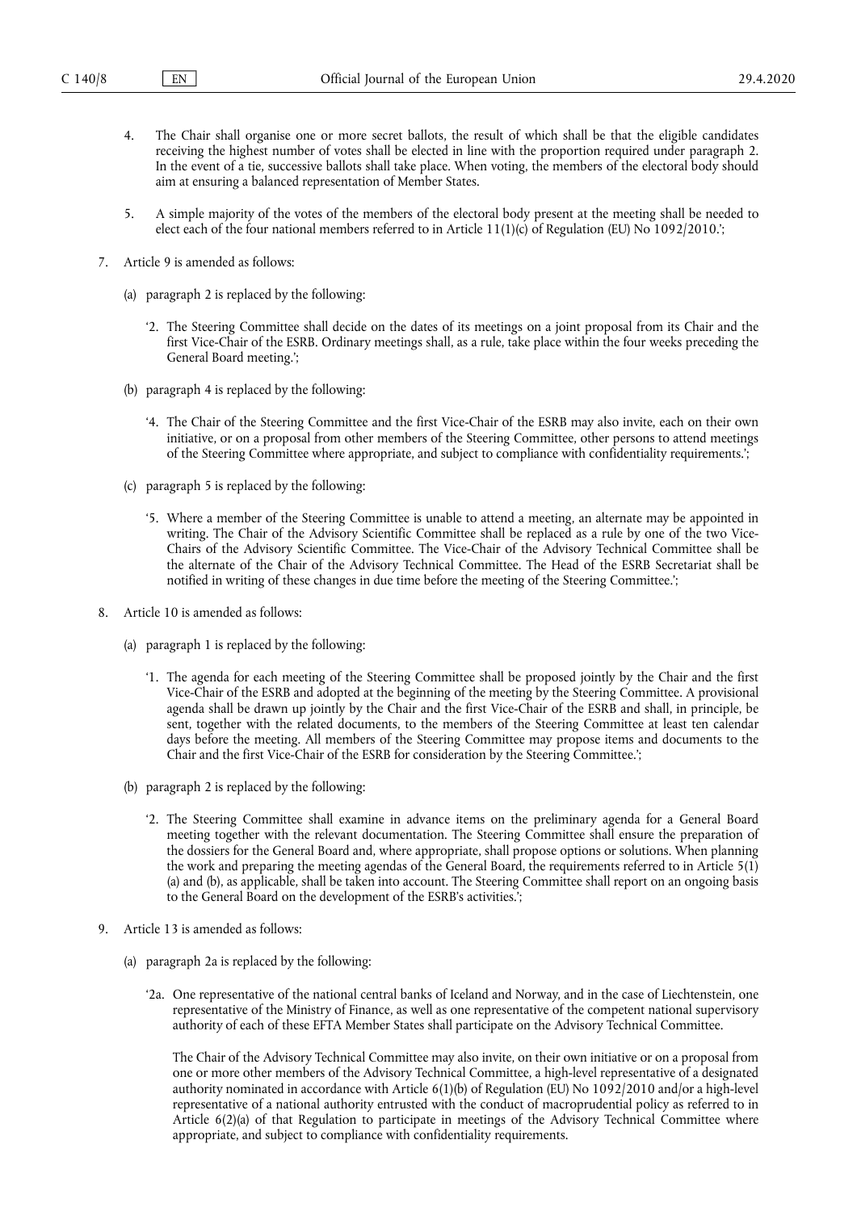4. The Chair shall organise one or more secret ballots, the result of which shall be that the eligible candidates receiving the highest number of votes shall be elected in line with the proportion required under paragraph 2. In the event of a tie, successive ballots shall take place. When voting, the members of the electoral body should aim at ensuring a balanced representation of Member States.

5. A simple majority of the votes of the members of the electoral body present at the meeting shall be needed to elect each of the four national members referred to in Article 11(1)(c) of Regulation (EU) No 1092/2010.';

7. Article 9 is amended as follows:

(a) paragraph 2 is replaced by the following:

'2. The Steering Committee shall decide on the dates of its meetings on a joint proposal from its Chair and the first Vice-Chair of the ESRB. Ordinary meetings shall, as a rule, take place within the four weeks preceding the General Board meeting.';

(b) paragraph 4 is replaced by the following:

'4. The Chair of the Steering Committee and the first Vice-Chair of the ESRB may also invite, each on their own initiative, or on a proposal from other members of the Steering Committee, other persons to attend meetings of the Steering Committee where appropriate, and subject to compliance with confidentiality requirements.';

(c) paragraph 5 is replaced by the following:

'5. Where a member of the Steering Committee is unable to attend a meeting, an alternate may be appointed in writing. The Chair of the Advisory Scientific Committee shall be replaced as a rule by one of the two Vice-Chairs of the Advisory Scientific Committee. The Vice-Chair of the Advisory Technical Committee shall be the alternate of the Chair of the Advisory Technical Committee. The Head of the ESRB Secretariat shall be notified in writing of these changes in due time before the meeting of the Steering Committee.';

8. Article 10 is amended as follows:

(a) paragraph 1 is replaced by the following:

'1. The agenda for each meeting of the Steering Committee shall be proposed jointly by the Chair and the first Vice-Chair of the ESRB and adopted at the beginning of the meeting by the Steering Committee. A provisional agenda shall be drawn up jointly by the Chair and the first Vice-Chair of the ESRB and shall, in principle, be sent, together with the related documents, to the members of the Steering Committee at least ten calendar days before the meeting. All members of the Steering Committee may propose items and documents to the Chair and the first Vice-Chair of the ESRB for consideration by the Steering Committee.';

(b) paragraph 2 is replaced by the following:

'2. The Steering Committee shall examine in advance items on the preliminary agenda for a General Board meeting together with the relevant documentation. The Steering Committee shall ensure the preparation of the dossiers for the General Board and, where appropriate, shall propose options or solutions. When planning the work and preparing the meeting agendas of the General Board, the requirements referred to in Article 5(1)(a) and (b), as applicable, shall be taken into account. The Steering Committee shall report on an ongoing basis to the General Board on the development of the ESRB's activities.';

9. Article 13 is amended as follows:

(a) paragraph 2a is replaced by the following:

'2a. One representative of the national central banks of Iceland and Norway, and in the case of Liechtenstein, one representative of the Ministry of Finance, as well as one representative of the competent national supervisory authority of each of these EFTA Member States shall participate on the Advisory Technical Committee.

The Chair of the Advisory Technical Committee may also invite, on their own initiative or on a proposal from one or more other members of the Advisory Technical Committee, a high-level representative of a designated authority nominated in accordance with Article 6(1)(b) of Regulation (EU) No 1092/2010 and/or a high-level representative of a national authority entrusted with the conduct of macroprudential policy as referred to in Article 6(2)(a) of that Regulation to participate in meetings of the Advisory Technical Committee where appropriate, and subject to compliance with confidentiality requirements.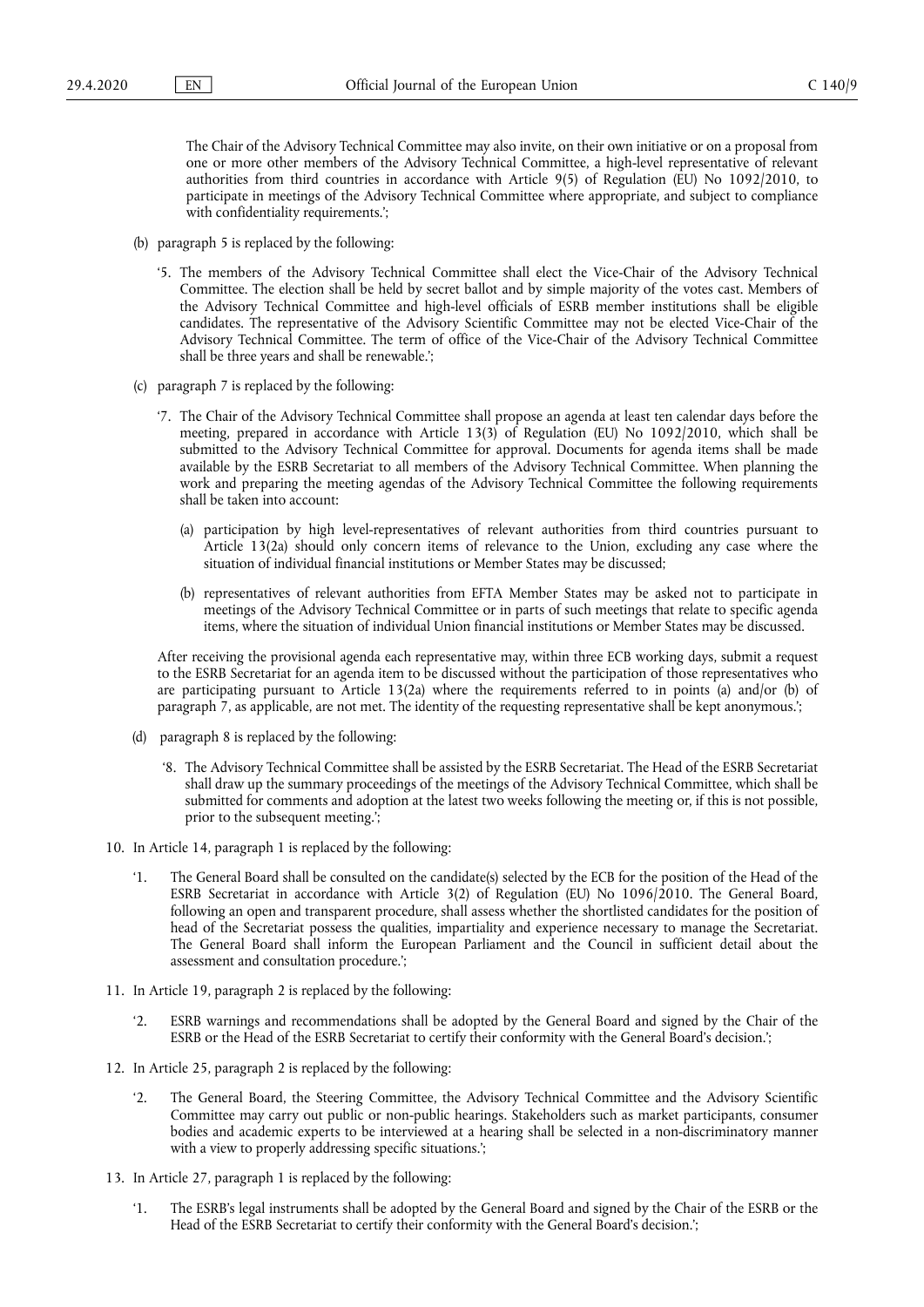The Chair of the Advisory Technical Committee may also invite, on their own initiative or on a proposal from one or more other members of the Advisory Technical Committee, a high-level representative of relevant authorities from third countries in accordance with Article 9(5) of Regulation (EU) No 1092/2010, to participate in meetings of the Advisory Technical Committee where appropriate, and subject to compliance with confidentiality requirements.';

(b) paragraph 5 is replaced by the following:

'5. The members of the Advisory Technical Committee shall elect the Vice-Chair of the Advisory Technical Committee. The election shall be held by secret ballot and by simple majority of the votes cast. Members of the Advisory Technical Committee and high-level officials of ESRB member institutions shall be eligible candidates. The representative of the Advisory Scientific Committee may not be elected Vice-Chair of the Advisory Technical Committee. The term of office of the Vice-Chair of the Advisory Technical Committee shall be three years and shall be renewable.';

(c) paragraph 7 is replaced by the following:

'7. The Chair of the Advisory Technical Committee shall propose an agenda at least ten calendar days before the meeting, prepared in accordance with Article 13(3) of Regulation (EU) No 1092/2010, which shall be submitted to the Advisory Technical Committee for approval. Documents for agenda items shall be made available by the ESRB Secretariat to all members of the Advisory Technical Committee. When planning the work and preparing the meeting agendas of the Advisory Technical Committee the following requirements shall be taken into account:

(a) participation by high level-representatives of relevant authorities from third countries pursuant to Article 13(2a) should only concern items of relevance to the Union, excluding any case where the situation of individual financial institutions or Member States may be discussed;

(b) representatives of relevant authorities from EFTA Member States may be asked not to participate in meetings of the Advisory Technical Committee or in parts of such meetings that relate to specific agenda items, where the situation of individual Union financial institutions or Member States may be discussed.

After receiving the provisional agenda each representative may, within three ECB working days, submit a request to the ESRB Secretariat for an agenda item to be discussed without the participation of those representatives who are participating pursuant to Article 13(2a) where the requirements referred to in points (a) and/or (b) of paragraph 7, as applicable, are not met. The identity of the requesting representative shall be kept anonymous.';

(d) paragraph 8 is replaced by the following:

'8. The Advisory Technical Committee shall be assisted by the ESRB Secretariat. The Head of the ESRB Secretariat shall draw up the summary proceedings of the meetings of the Advisory Technical Committee, which shall be submitted for comments and adoption at the latest two weeks following the meeting or, if this is not possible, prior to the subsequent meeting.';

10. In Article 14, paragraph 1 is replaced by the following:

'1. The General Board shall be consulted on the candidate(s) selected by the ECB for the position of the Head of the ESRB Secretariat in accordance with Article 3(2) of Regulation (EU) No 1096/2010. The General Board, following an open and transparent procedure, shall assess whether the shortlisted candidates for the position of head of the Secretariat possess the qualities, impartiality and experience necessary to manage the Secretariat. The General Board shall inform the European Parliament and the Council in sufficient detail about the assessment and consultation procedure.';

11. In Article 19, paragraph 2 is replaced by the following:

'2. ESRB warnings and recommendations shall be adopted by the General Board and signed by the Chair of the ESRB or the Head of the ESRB Secretariat to certify their conformity with the General Board's decision.';

12. In Article 25, paragraph 2 is replaced by the following:

'2. The General Board, the Steering Committee, the Advisory Technical Committee and the Advisory Scientific Committee may carry out public or non-public hearings. Stakeholders such as market participants, consumer bodies and academic experts to be interviewed at a hearing shall be selected in a non-discriminatory manner with a view to properly addressing specific situations.';

13. In Article 27, paragraph 1 is replaced by the following:

'1. The ESRB's legal instruments shall be adopted by the General Board and signed by the Chair of the ESRB or the Head of the ESRB Secretariat to certify their conformity with the General Board's decision.';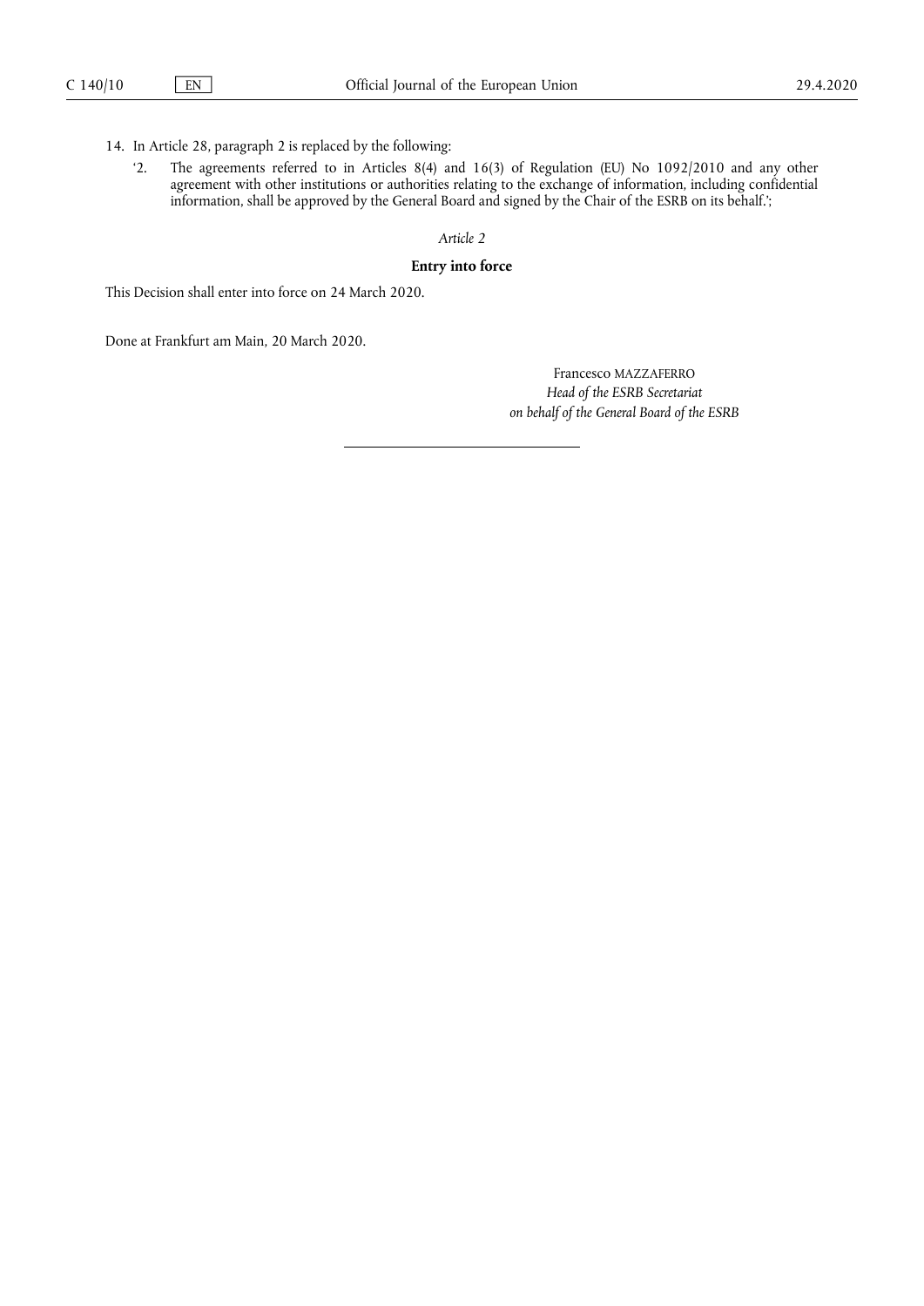14. In Article 28, paragraph 2 is replaced by the following:

   '2. The agreements referred to in Articles 8(4) and 16(3) of Regulation (EU) No 1092/2010 and any other agreement with other institutions or authorities relating to the exchange of information, including confidential information, shall be approved by the General Board and signed by the Chair of the ESRB on its behalf.';

*Article 2*

**Entry into force**

This Decision shall enter into force on 24 March 2020.

Done at Frankfurt am Main, 20 March 2020.

Francesco MAZZAFERRO

*Head of the ESRB Secretariat*

*on behalf of the General Board of the ESRB*